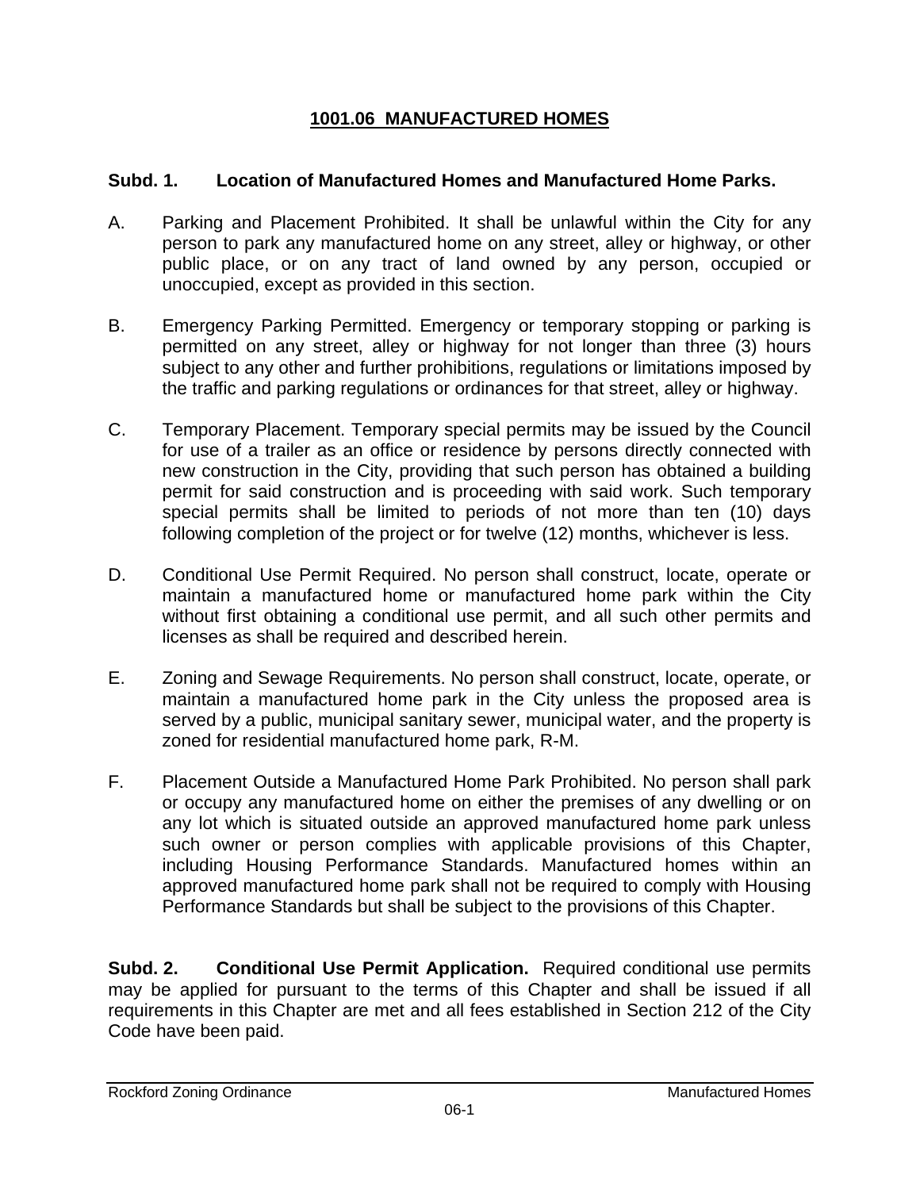# 1001.06 MANUFACTURED HOMES

**Subd. 1. Location of Manufactured Homes and Manufactured Home Parks.**

A. Parking and Placement Prohibited. It shall be unlawful within the City for any person to park any manufactured home on any street, alley or highway, or other public place, or on any tract of land owned by any person, occupied or unoccupied, except as provided in this section.

B. Emergency Parking Permitted. Emergency or temporary stopping or parking is permitted on any street, alley or highway for not longer than three (3) hours subject to any other and further prohibitions, regulations or limitations imposed by the traffic and parking regulations or ordinances for that street, alley or highway.

C. Temporary Placement. Temporary special permits may be issued by the Council for use of a trailer as an office or residence by persons directly connected with new construction in the City, providing that such person has obtained a building permit for said construction and is proceeding with said work. Such temporary special permits shall be limited to periods of not more than ten (10) days following completion of the project or for twelve (12) months, whichever is less.

D. Conditional Use Permit Required. No person shall construct, locate, operate or maintain a manufactured home or manufactured home park within the City without first obtaining a conditional use permit, and all such other permits and licenses as shall be required and described herein.

E. Zoning and Sewage Requirements. No person shall construct, locate, operate, or maintain a manufactured home park in the City unless the proposed area is served by a public, municipal sanitary sewer, municipal water, and the property is zoned for residential manufactured home park, R-M.

F. Placement Outside a Manufactured Home Park Prohibited. No person shall park or occupy any manufactured home on either the premises of any dwelling or on any lot which is situated outside an approved manufactured home park unless such owner or person complies with applicable provisions of this Chapter, including Housing Performance Standards. Manufactured homes within an approved manufactured home park shall not be required to comply with Housing Performance Standards but shall be subject to the provisions of this Chapter.

**Subd. 2. Conditional Use Permit Application.** Required conditional use permits may be applied for pursuant to the terms of this Chapter and shall be issued if all requirements in this Chapter are met and all fees established in Section 212 of the City Code have been paid.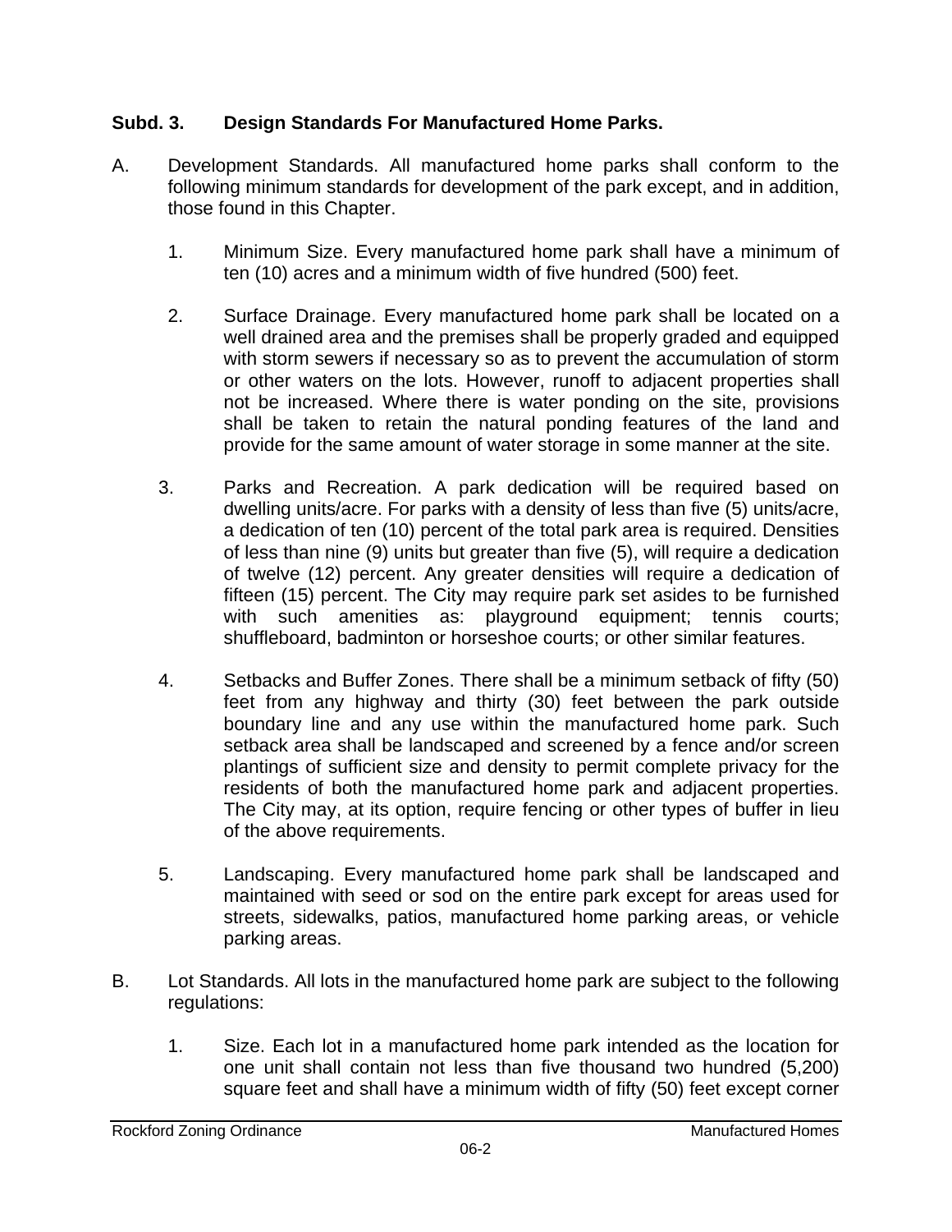**Subd. 3. Design Standards For Manufactured Home Parks.**

A. Development Standards. All manufactured home parks shall conform to the following minimum standards for development of the park except, and in addition, those found in this Chapter.

1. Minimum Size. Every manufactured home park shall have a minimum of ten (10) acres and a minimum width of five hundred (500) feet.

2. Surface Drainage. Every manufactured home park shall be located on a well drained area and the premises shall be properly graded and equipped with storm sewers if necessary so as to prevent the accumulation of storm or other waters on the lots. However, runoff to adjacent properties shall not be increased. Where there is water ponding on the site, provisions shall be taken to retain the natural ponding features of the land and provide for the same amount of water storage in some manner at the site.

3. Parks and Recreation. A park dedication will be required based on dwelling units/acre. For parks with a density of less than five (5) units/acre, a dedication of ten (10) percent of the total park area is required. Densities of less than nine (9) units but greater than five (5), will require a dedication of twelve (12) percent. Any greater densities will require a dedication of fifteen (15) percent. The City may require park set asides to be furnished with such amenities as: playground equipment; tennis courts; shuffleboard, badminton or horseshoe courts; or other similar features.

4. Setbacks and Buffer Zones. There shall be a minimum setback of fifty (50) feet from any highway and thirty (30) feet between the park outside boundary line and any use within the manufactured home park. Such setback area shall be landscaped and screened by a fence and/or screen plantings of sufficient size and density to permit complete privacy for the residents of both the manufactured home park and adjacent properties. The City may, at its option, require fencing or other types of buffer in lieu of the above requirements.

5. Landscaping. Every manufactured home park shall be landscaped and maintained with seed or sod on the entire park except for areas used for streets, sidewalks, patios, manufactured home parking areas, or vehicle parking areas.

B. Lot Standards. All lots in the manufactured home park are subject to the following regulations:

1. Size. Each lot in a manufactured home park intended as the location for one unit shall contain not less than five thousand two hundred (5,200) square feet and shall have a minimum width of fifty (50) feet except corner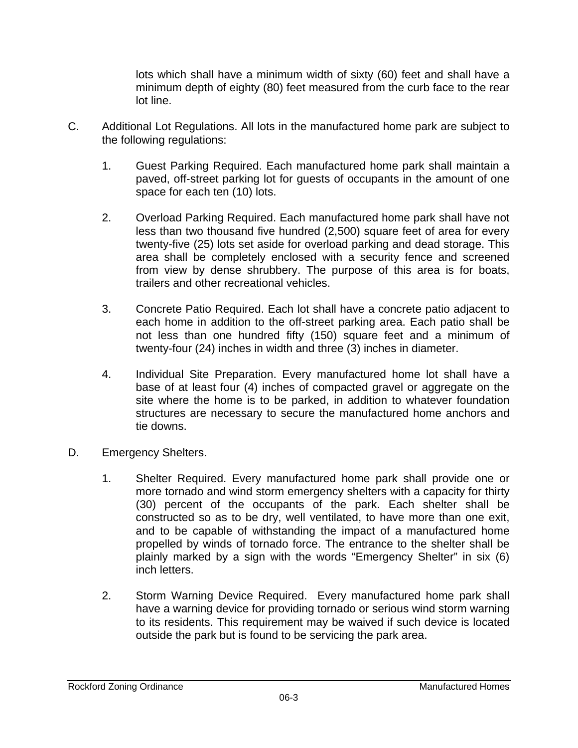lots which shall have a minimum width of sixty (60) feet and shall have a minimum depth of eighty (80) feet measured from the curb face to the rear lot line.

C. Additional Lot Regulations. All lots in the manufactured home park are subject to the following regulations:

1. Guest Parking Required. Each manufactured home park shall maintain a paved, off-street parking lot for guests of occupants in the amount of one space for each ten (10) lots.

2. Overload Parking Required. Each manufactured home park shall have not less than two thousand five hundred (2,500) square feet of area for every twenty-five (25) lots set aside for overload parking and dead storage. This area shall be completely enclosed with a security fence and screened from view by dense shrubbery. The purpose of this area is for boats, trailers and other recreational vehicles.

3. Concrete Patio Required. Each lot shall have a concrete patio adjacent to each home in addition to the off-street parking area. Each patio shall be not less than one hundred fifty (150) square feet and a minimum of twenty-four (24) inches in width and three (3) inches in diameter.

4. Individual Site Preparation. Every manufactured home lot shall have a base of at least four (4) inches of compacted gravel or aggregate on the site where the home is to be parked, in addition to whatever foundation structures are necessary to secure the manufactured home anchors and tie downs.

D. Emergency Shelters.

1. Shelter Required. Every manufactured home park shall provide one or more tornado and wind storm emergency shelters with a capacity for thirty (30) percent of the occupants of the park. Each shelter shall be constructed so as to be dry, well ventilated, to have more than one exit, and to be capable of withstanding the impact of a manufactured home propelled by winds of tornado force. The entrance to the shelter shall be plainly marked by a sign with the words “Emergency Shelter” in six (6) inch letters.

2. Storm Warning Device Required. Every manufactured home park shall have a warning device for providing tornado or serious wind storm warning to its residents. This requirement may be waived if such device is located outside the park but is found to be servicing the park area.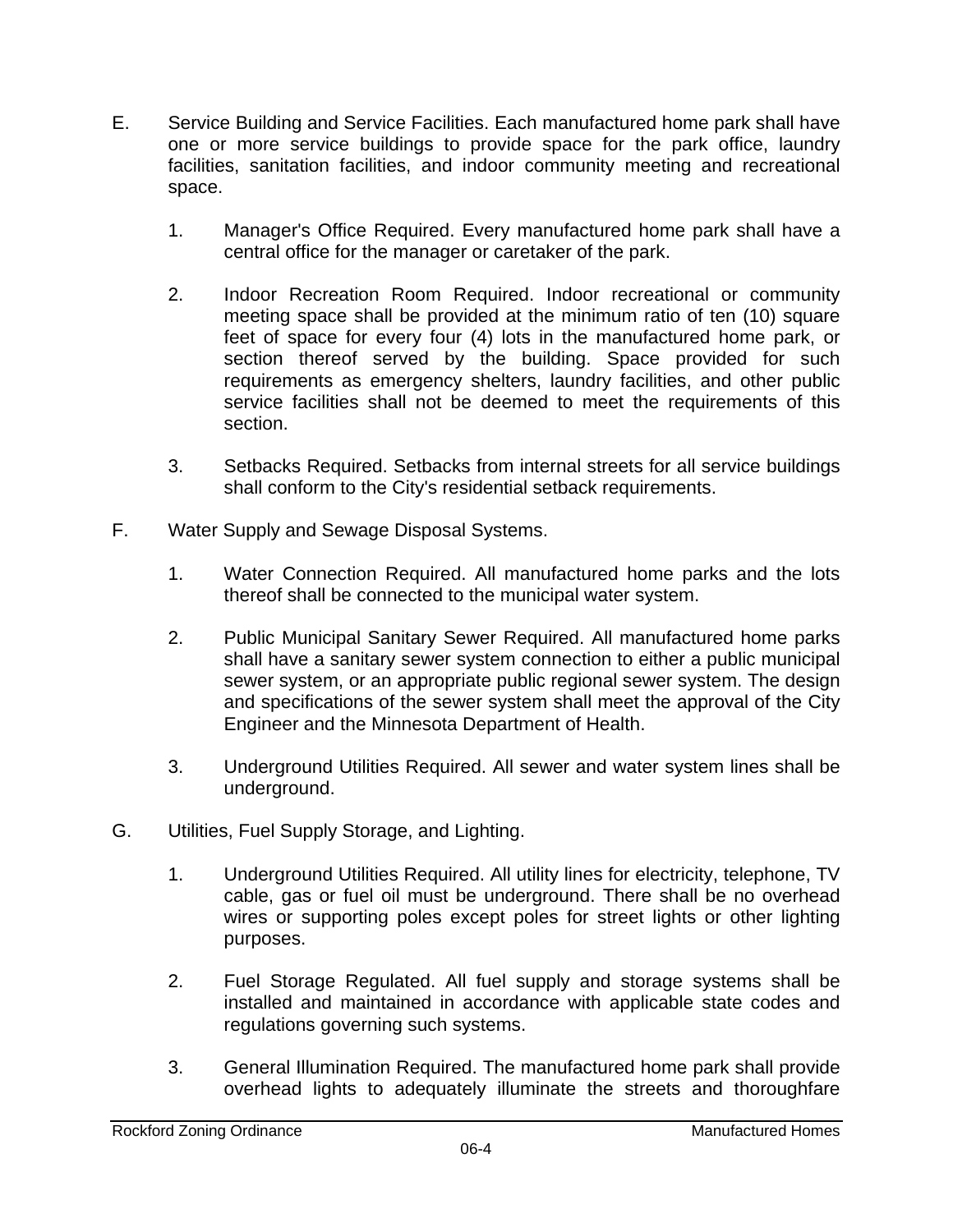E. Service Building and Service Facilities. Each manufactured home park shall have one or more service buildings to provide space for the park office, laundry facilities, sanitation facilities, and indoor community meeting and recreational space.

   1. Manager's Office Required. Every manufactured home park shall have a central office for the manager or caretaker of the park.

   2. Indoor Recreation Room Required. Indoor recreational or community meeting space shall be provided at the minimum ratio of ten (10) square feet of space for every four (4) lots in the manufactured home park, or section thereof served by the building. Space provided for such requirements as emergency shelters, laundry facilities, and other public service facilities shall not be deemed to meet the requirements of this section.

   3. Setbacks Required. Setbacks from internal streets for all service buildings shall conform to the City's residential setback requirements.

F. Water Supply and Sewage Disposal Systems.

   1. Water Connection Required. All manufactured home parks and the lots thereof shall be connected to the municipal water system.

   2. Public Municipal Sanitary Sewer Required. All manufactured home parks shall have a sanitary sewer system connection to either a public municipal sewer system, or an appropriate public regional sewer system. The design and specifications of the sewer system shall meet the approval of the City Engineer and the Minnesota Department of Health.

   3. Underground Utilities Required. All sewer and water system lines shall be underground.

G. Utilities, Fuel Supply Storage, and Lighting.

   1. Underground Utilities Required. All utility lines for electricity, telephone, TV cable, gas or fuel oil must be underground. There shall be no overhead wires or supporting poles except poles for street lights or other lighting purposes.

   2. Fuel Storage Regulated. All fuel supply and storage systems shall be installed and maintained in accordance with applicable state codes and regulations governing such systems.

   3. General Illumination Required. The manufactured home park shall provide overhead lights to adequately illuminate the streets and thoroughfare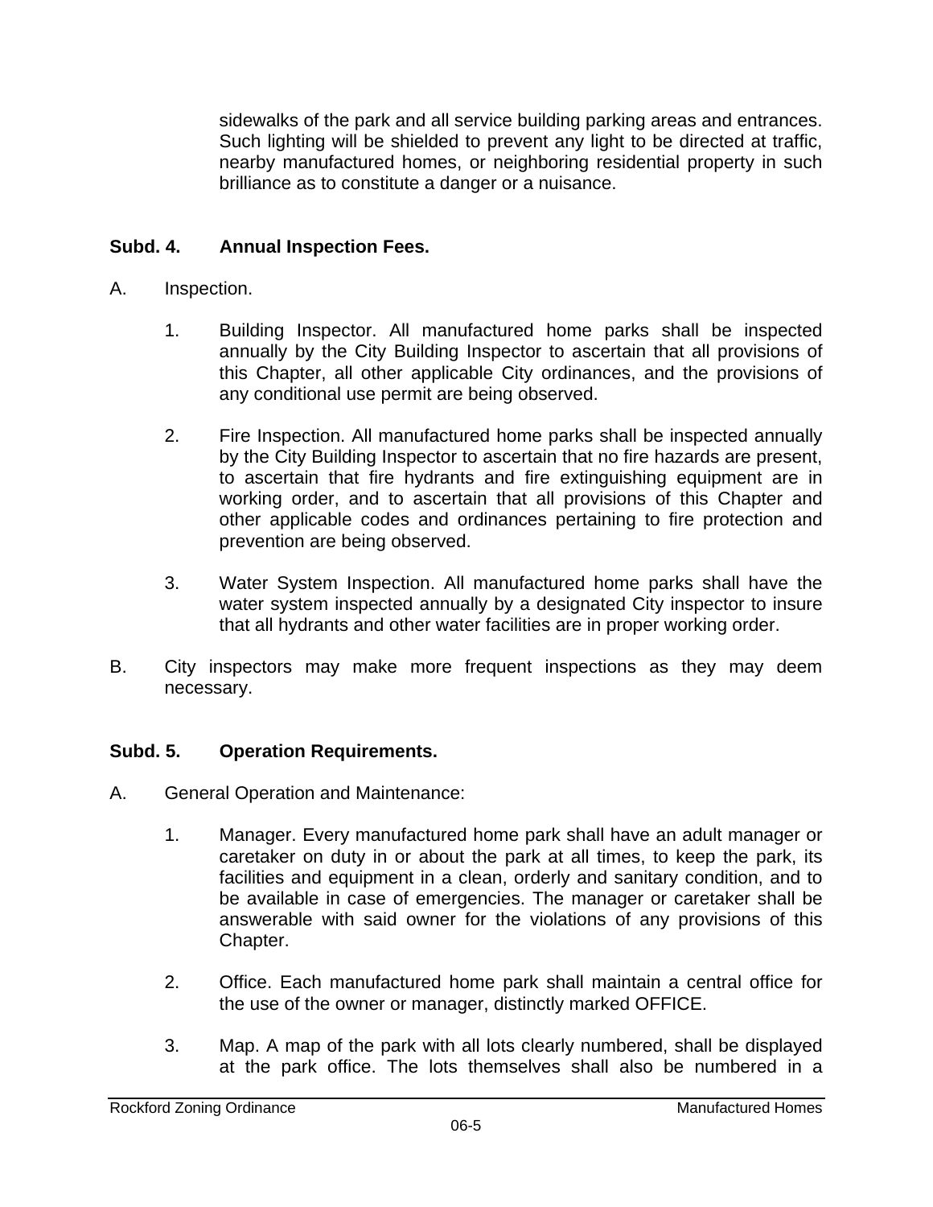sidewalks of the park and all service building parking areas and entrances. Such lighting will be shielded to prevent any light to be directed at traffic, nearby manufactured homes, or neighboring residential property in such brilliance as to constitute a danger or a nuisance.

**Subd. 4. Annual Inspection Fees.**

A. Inspection.

1. Building Inspector. All manufactured home parks shall be inspected annually by the City Building Inspector to ascertain that all provisions of this Chapter, all other applicable City ordinances, and the provisions of any conditional use permit are being observed.

2. Fire Inspection. All manufactured home parks shall be inspected annually by the City Building Inspector to ascertain that no fire hazards are present, to ascertain that fire hydrants and fire extinguishing equipment are in working order, and to ascertain that all provisions of this Chapter and other applicable codes and ordinances pertaining to fire protection and prevention are being observed.

3. Water System Inspection. All manufactured home parks shall have the water system inspected annually by a designated City inspector to insure that all hydrants and other water facilities are in proper working order.

B. City inspectors may make more frequent inspections as they may deem necessary.

**Subd. 5. Operation Requirements.**

A. General Operation and Maintenance:

1. Manager. Every manufactured home park shall have an adult manager or caretaker on duty in or about the park at all times, to keep the park, its facilities and equipment in a clean, orderly and sanitary condition, and to be available in case of emergencies. The manager or caretaker shall be answerable with said owner for the violations of any provisions of this Chapter.

2. Office. Each manufactured home park shall maintain a central office for the use of the owner or manager, distinctly marked OFFICE.

3. Map. A map of the park with all lots clearly numbered, shall be displayed at the park office. The lots themselves shall also be numbered in a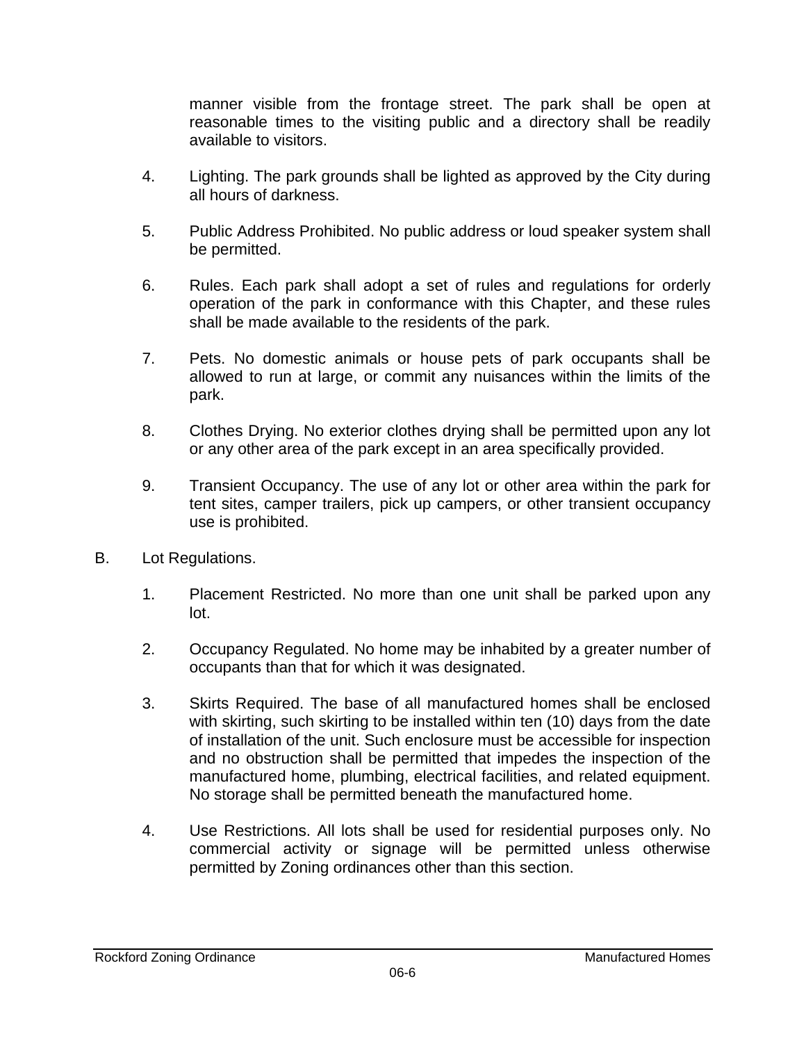manner visible from the frontage street. The park shall be open at reasonable times to the visiting public and a directory shall be readily available to visitors.

4. Lighting. The park grounds shall be lighted as approved by the City during all hours of darkness.

5. Public Address Prohibited. No public address or loud speaker system shall be permitted.

6. Rules. Each park shall adopt a set of rules and regulations for orderly operation of the park in conformance with this Chapter, and these rules shall be made available to the residents of the park.

7. Pets. No domestic animals or house pets of park occupants shall be allowed to run at large, or commit any nuisances within the limits of the park.

8. Clothes Drying. No exterior clothes drying shall be permitted upon any lot or any other area of the park except in an area specifically provided.

9. Transient Occupancy. The use of any lot or other area within the park for tent sites, camper trailers, pick up campers, or other transient occupancy use is prohibited.

B. Lot Regulations.

1. Placement Restricted. No more than one unit shall be parked upon any lot.

2. Occupancy Regulated. No home may be inhabited by a greater number of occupants than that for which it was designated.

3. Skirts Required. The base of all manufactured homes shall be enclosed with skirting, such skirting to be installed within ten (10) days from the date of installation of the unit. Such enclosure must be accessible for inspection and no obstruction shall be permitted that impedes the inspection of the manufactured home, plumbing, electrical facilities, and related equipment. No storage shall be permitted beneath the manufactured home.

4. Use Restrictions. All lots shall be used for residential purposes only. No commercial activity or signage will be permitted unless otherwise permitted by Zoning ordinances other than this section.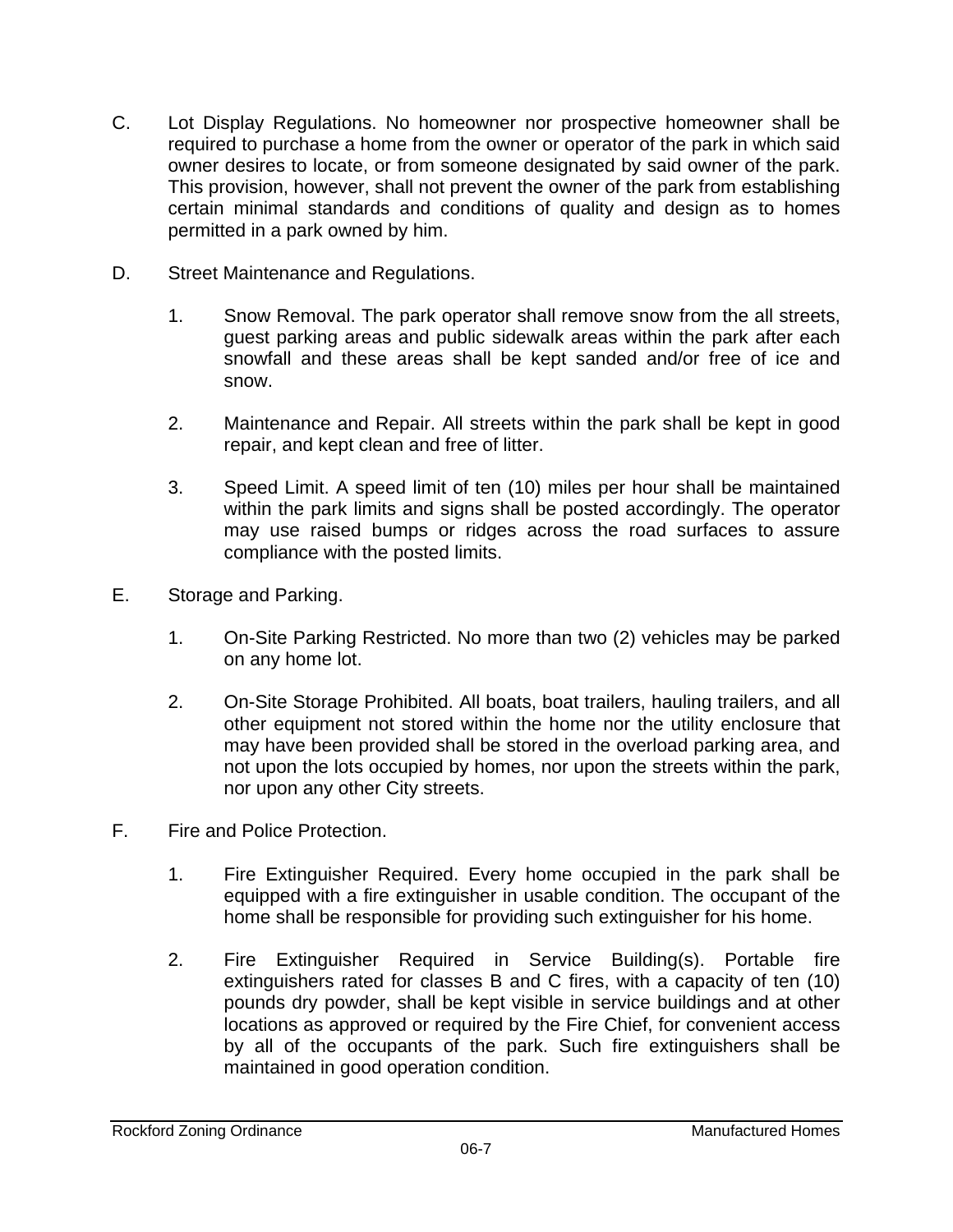C. Lot Display Regulations. No homeowner nor prospective homeowner shall be required to purchase a home from the owner or operator of the park in which said owner desires to locate, or from someone designated by said owner of the park. This provision, however, shall not prevent the owner of the park from establishing certain minimal standards and conditions of quality and design as to homes permitted in a park owned by him.

D. Street Maintenance and Regulations.

   1. Snow Removal. The park operator shall remove snow from the all streets, guest parking areas and public sidewalk areas within the park after each snowfall and these areas shall be kept sanded and/or free of ice and snow.

   2. Maintenance and Repair. All streets within the park shall be kept in good repair, and kept clean and free of litter.

   3. Speed Limit. A speed limit of ten (10) miles per hour shall be maintained within the park limits and signs shall be posted accordingly. The operator may use raised bumps or ridges across the road surfaces to assure compliance with the posted limits.

E. Storage and Parking.

   1. On-Site Parking Restricted. No more than two (2) vehicles may be parked on any home lot.

   2. On-Site Storage Prohibited. All boats, boat trailers, hauling trailers, and all other equipment not stored within the home nor the utility enclosure that may have been provided shall be stored in the overload parking area, and not upon the lots occupied by homes, nor upon the streets within the park, nor upon any other City streets.

F. Fire and Police Protection.

   1. Fire Extinguisher Required. Every home occupied in the park shall be equipped with a fire extinguisher in usable condition. The occupant of the home shall be responsible for providing such extinguisher for his home.

   2. Fire Extinguisher Required in Service Building(s). Portable fire extinguishers rated for classes B and C fires, with a capacity of ten (10) pounds dry powder, shall be kept visible in service buildings and at other locations as approved or required by the Fire Chief, for convenient access by all of the occupants of the park. Such fire extinguishers shall be maintained in good operation condition.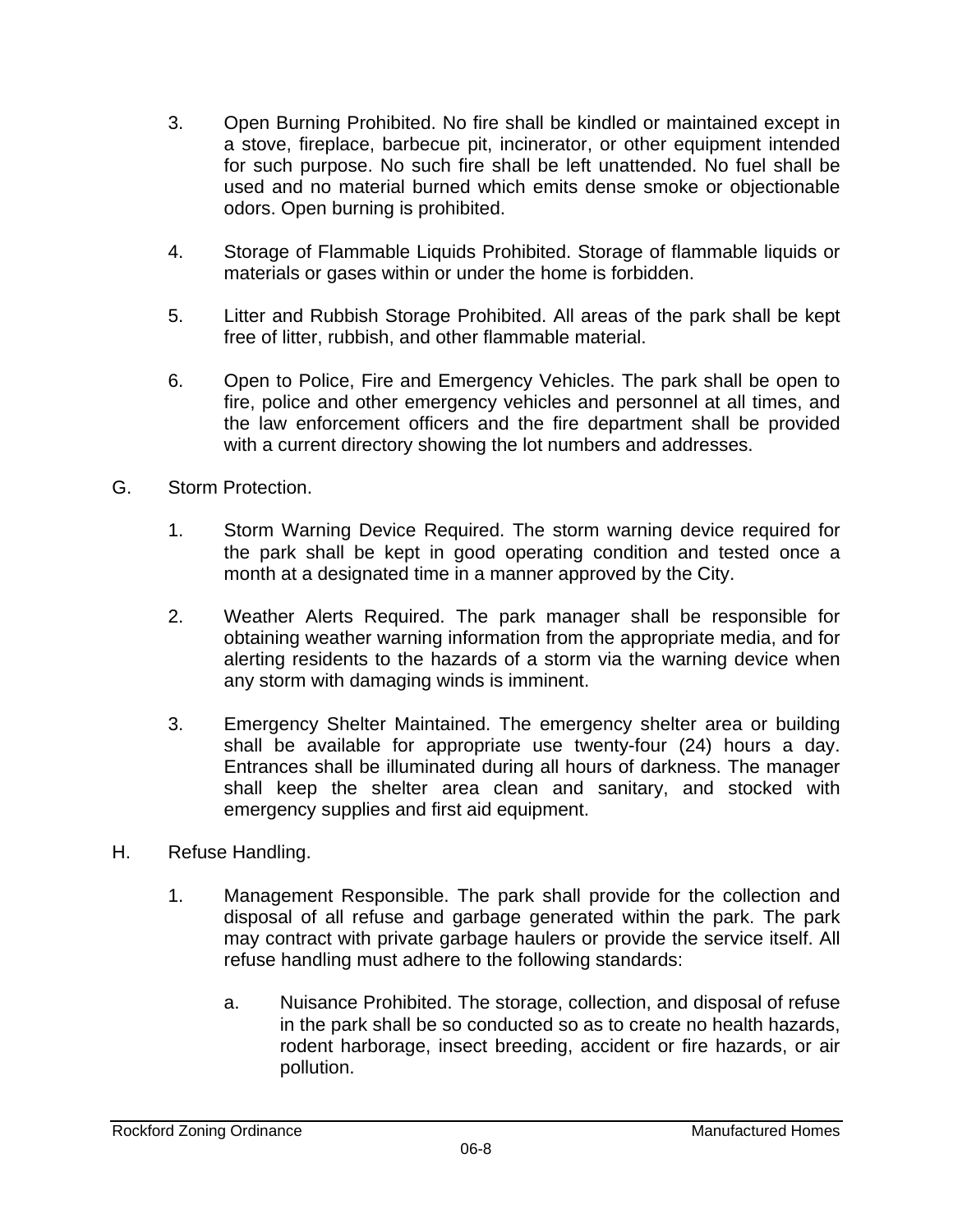3. Open Burning Prohibited. No fire shall be kindled or maintained except in a stove, fireplace, barbecue pit, incinerator, or other equipment intended for such purpose. No such fire shall be left unattended. No fuel shall be used and no material burned which emits dense smoke or objectionable odors. Open burning is prohibited.

4. Storage of Flammable Liquids Prohibited. Storage of flammable liquids or materials or gases within or under the home is forbidden.

5. Litter and Rubbish Storage Prohibited. All areas of the park shall be kept free of litter, rubbish, and other flammable material.

6. Open to Police, Fire and Emergency Vehicles. The park shall be open to fire, police and other emergency vehicles and personnel at all times, and the law enforcement officers and the fire department shall be provided with a current directory showing the lot numbers and addresses.

G. Storm Protection.

1. Storm Warning Device Required. The storm warning device required for the park shall be kept in good operating condition and tested once a month at a designated time in a manner approved by the City.

2. Weather Alerts Required. The park manager shall be responsible for obtaining weather warning information from the appropriate media, and for alerting residents to the hazards of a storm via the warning device when any storm with damaging winds is imminent.

3. Emergency Shelter Maintained. The emergency shelter area or building shall be available for appropriate use twenty-four (24) hours a day. Entrances shall be illuminated during all hours of darkness. The manager shall keep the shelter area clean and sanitary, and stocked with emergency supplies and first aid equipment.

H. Refuse Handling.

1. Management Responsible. The park shall provide for the collection and disposal of all refuse and garbage generated within the park. The park may contract with private garbage haulers or provide the service itself. All refuse handling must adhere to the following standards:

   a. Nuisance Prohibited. The storage, collection, and disposal of refuse in the park shall be so conducted so as to create no health hazards, rodent harborage, insect breeding, accident or fire hazards, or air pollution.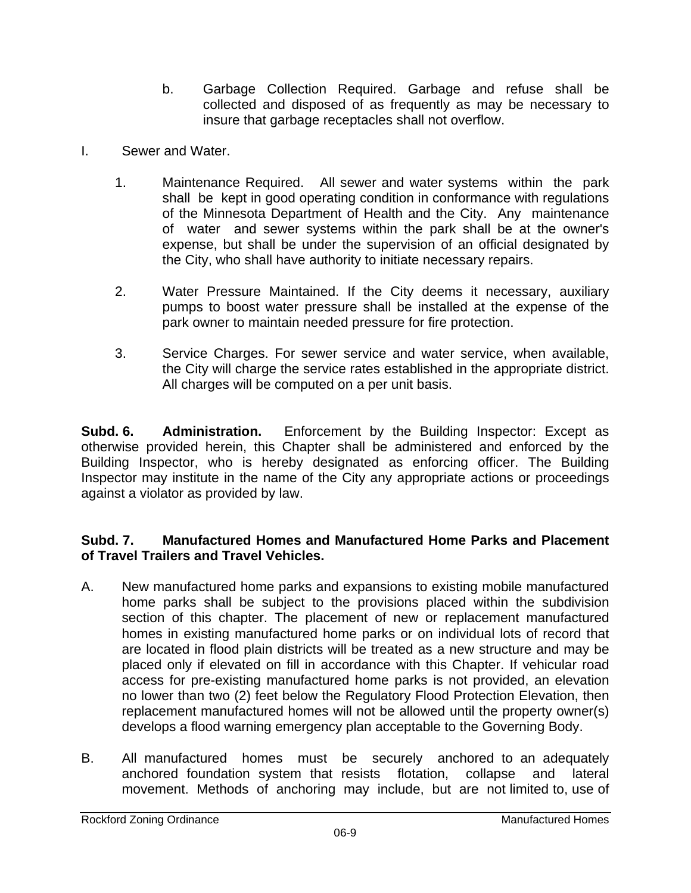b. Garbage Collection Required. Garbage and refuse shall be collected and disposed of as frequently as may be necessary to insure that garbage receptacles shall not overflow.

I. Sewer and Water.

1. Maintenance Required. All sewer and water systems within the park shall be kept in good operating condition in conformance with regulations of the Minnesota Department of Health and the City. Any maintenance of water and sewer systems within the park shall be at the owner's expense, but shall be under the supervision of an official designated by the City, who shall have authority to initiate necessary repairs.

2. Water Pressure Maintained. If the City deems it necessary, auxiliary pumps to boost water pressure shall be installed at the expense of the park owner to maintain needed pressure for fire protection.

3. Service Charges. For sewer service and water service, when available, the City will charge the service rates established in the appropriate district. All charges will be computed on a per unit basis.

**Subd. 6. Administration.** Enforcement by the Building Inspector: Except as otherwise provided herein, this Chapter shall be administered and enforced by the Building Inspector, who is hereby designated as enforcing officer. The Building Inspector may institute in the name of the City any appropriate actions or proceedings against a violator as provided by law.

**Subd. 7. Manufactured Homes and Manufactured Home Parks and Placement of Travel Trailers and Travel Vehicles.**

A. New manufactured home parks and expansions to existing mobile manufactured home parks shall be subject to the provisions placed within the subdivision section of this chapter. The placement of new or replacement manufactured homes in existing manufactured home parks or on individual lots of record that are located in flood plain districts will be treated as a new structure and may be placed only if elevated on fill in accordance with this Chapter. If vehicular road access for pre-existing manufactured home parks is not provided, an elevation no lower than two (2) feet below the Regulatory Flood Protection Elevation, then replacement manufactured homes will not be allowed until the property owner(s) develops a flood warning emergency plan acceptable to the Governing Body.

B. All manufactured homes must be securely anchored to an adequately anchored foundation system that resists flotation, collapse and lateral movement. Methods of anchoring may include, but are not limited to, use of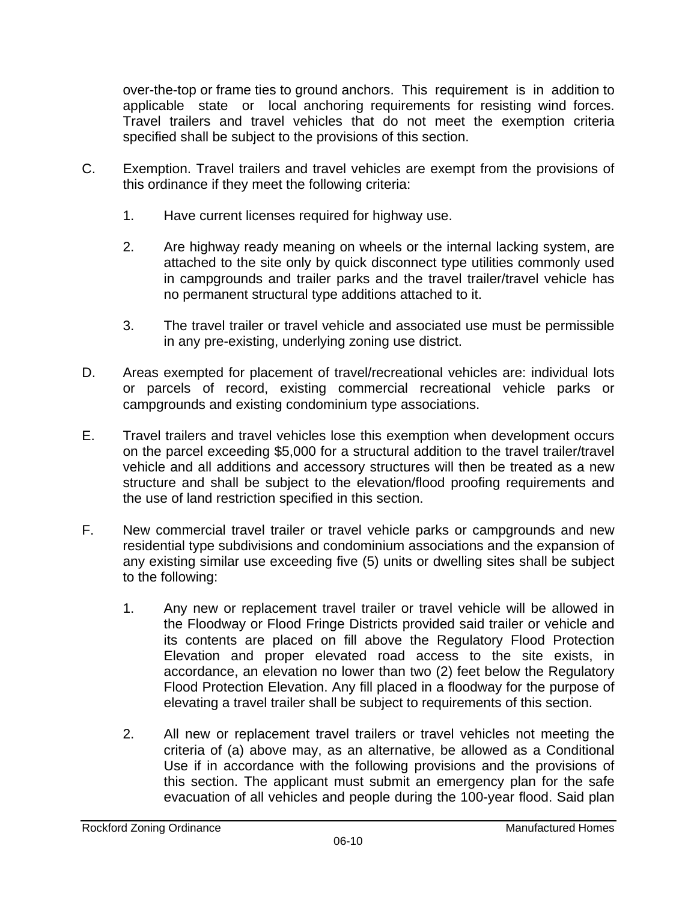over-the-top or frame ties to ground anchors. This requirement is in addition to applicable state or local anchoring requirements for resisting wind forces. Travel trailers and travel vehicles that do not meet the exemption criteria specified shall be subject to the provisions of this section.

C. Exemption. Travel trailers and travel vehicles are exempt from the provisions of this ordinance if they meet the following criteria:

   1. Have current licenses required for highway use.

   2. Are highway ready meaning on wheels or the internal lacking system, are attached to the site only by quick disconnect type utilities commonly used in campgrounds and trailer parks and the travel trailer/travel vehicle has no permanent structural type additions attached to it.

   3. The travel trailer or travel vehicle and associated use must be permissible in any pre-existing, underlying zoning use district.

D. Areas exempted for placement of travel/recreational vehicles are: individual lots or parcels of record, existing commercial recreational vehicle parks or campgrounds and existing condominium type associations.

E. Travel trailers and travel vehicles lose this exemption when development occurs on the parcel exceeding $5,000 for a structural addition to the travel trailer/travel vehicle and all additions and accessory structures will then be treated as a new structure and shall be subject to the elevation/flood proofing requirements and the use of land restriction specified in this section.

F. New commercial travel trailer or travel vehicle parks or campgrounds and new residential type subdivisions and condominium associations and the expansion of any existing similar use exceeding five (5) units or dwelling sites shall be subject to the following:

   1. Any new or replacement travel trailer or travel vehicle will be allowed in the Floodway or Flood Fringe Districts provided said trailer or vehicle and its contents are placed on fill above the Regulatory Flood Protection Elevation and proper elevated road access to the site exists, in accordance, an elevation no lower than two (2) feet below the Regulatory Flood Protection Elevation. Any fill placed in a floodway for the purpose of elevating a travel trailer shall be subject to requirements of this section.

   2. All new or replacement travel trailers or travel vehicles not meeting the criteria of (a) above may, as an alternative, be allowed as a Conditional Use if in accordance with the following provisions and the provisions of this section. The applicant must submit an emergency plan for the safe evacuation of all vehicles and people during the 100-year flood. Said plan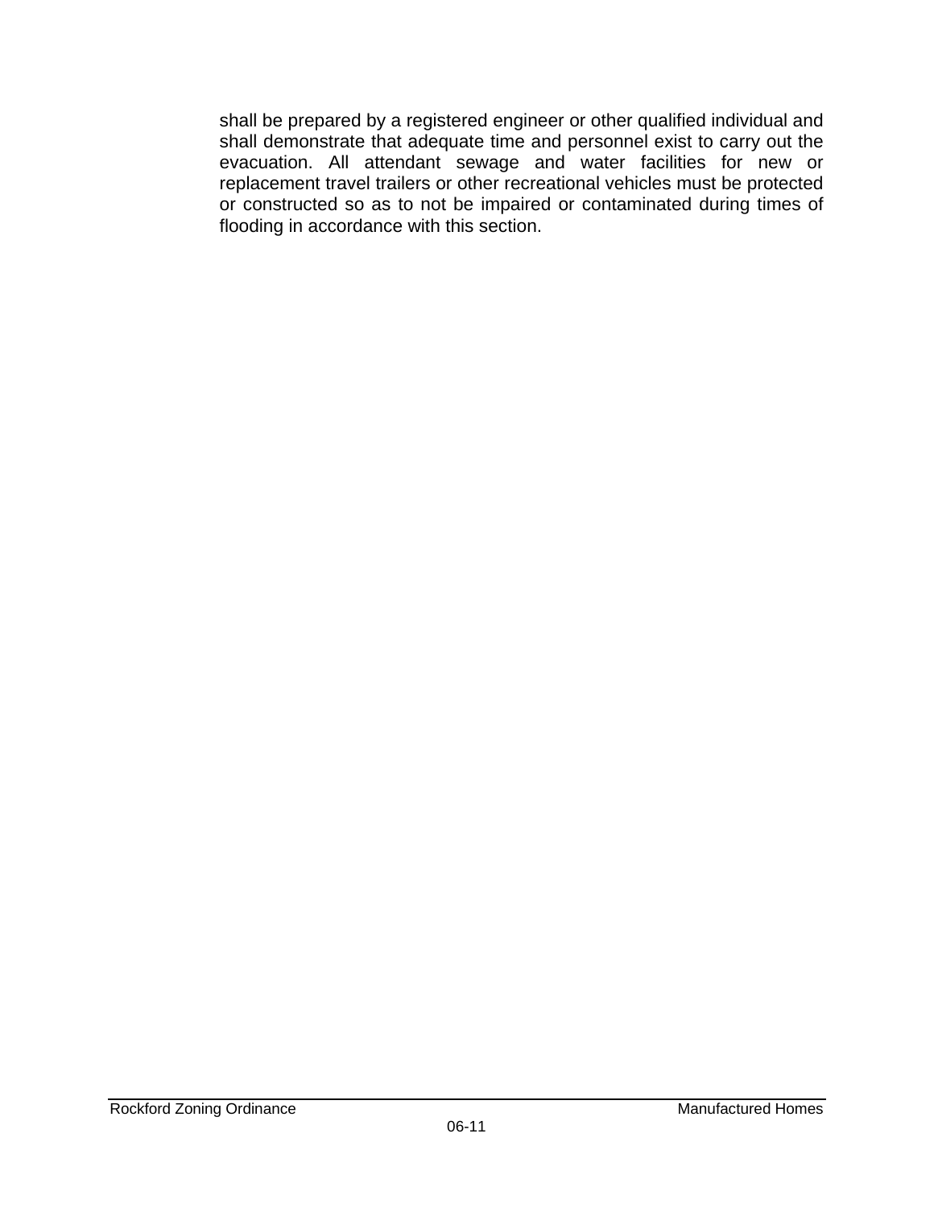shall be prepared by a registered engineer or other qualified individual and shall demonstrate that adequate time and personnel exist to carry out the evacuation. All attendant sewage and water facilities for new or replacement travel trailers or other recreational vehicles must be protected or constructed so as to not be impaired or contaminated during times of flooding in accordance with this section.